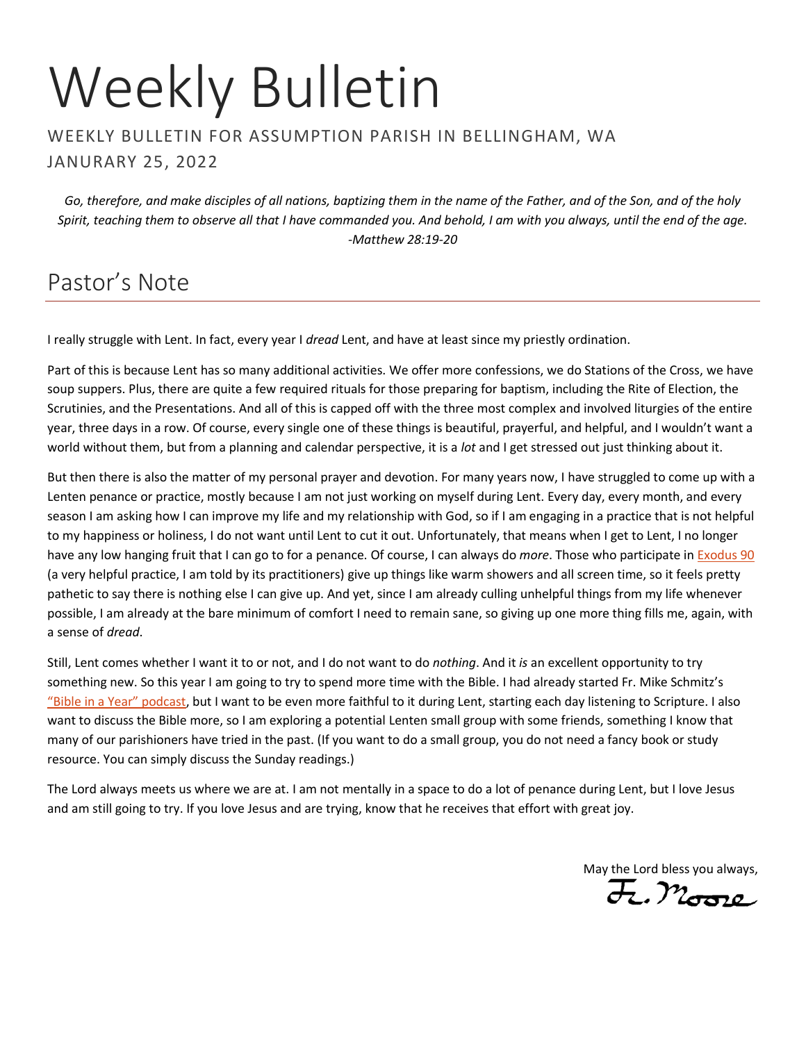# Weekly Bulletin

WEEKLY BULLETIN FOR ASSUMPTION PARISH IN BELLINGHAM, WA

JANURARY 25, 2022

*Go, therefore, and make disciples of all nations, baptizing them in the name of the Father, and of the Son, and of the holy Spirit, teaching them to observe all that I have commanded you. And behold, I am with you always, until the end of the age. -Matthew 28:19-20*

## Pastor's Note

I really struggle with Lent. In fact, every year I *dread* Lent, and have at least since my priestly ordination.

Part of this is because Lent has so many additional activities. We offer more confessions, we do Stations of the Cross, we have soup suppers. Plus, there are quite a few required rituals for those preparing for baptism, including the Rite of Election, the Scrutinies, and the Presentations. And all of this is capped off with the three most complex and involved liturgies of the entire year, three days in a row. Of course, every single one of these things is beautiful, prayerful, and helpful, and I wouldn't want a world without them, but from a planning and calendar perspective, it is a *lot* and I get stressed out just thinking about it.

But then there is also the matter of my personal prayer and devotion. For many years now, I have struggled to come up with a Lenten penance or practice, mostly because I am not just working on myself during Lent. Every day, every month, and every season I am asking how I can improve my life and my relationship with God, so if I am engaging in a practice that is not helpful to my happiness or holiness, I do not want until Lent to cut it out. Unfortunately, that means when I get to Lent, I no longer have any low hanging fruit that I can go to for a penance. Of course, I can always do *more*. Those who participate in Exodus 90 (a very helpful practice, I am told by its practitioners) give up things like warm showers and all screen time, so it feels pretty pathetic to say there is nothing else I can give up. And yet, since I am already culling unhelpful things from my life whenever possible, I am already at the bare minimum of comfort I need to remain sane, so giving up one more thing fills me, again, with a sense of *dread*.

Still, Lent comes whether I want it to or not, and I do not want to do *nothing*. And it *is* an excellent opportunity to try something new. So this year I am going to try to spend more time with the Bible. I had already started Fr. Mike Schmitz's "Bible in a Year" podcast, but I want to be even more faithful to it during Lent, starting each day listening to Scripture. I also want to discuss the Bible more, so I am exploring a potential Lenten small group with some friends, something I know that many of our parishioners have tried in the past. (If you want to do a small group, you do not need a fancy book or study resource. You can simply discuss the Sunday readings.)

The Lord always meets us where we are at. I am not mentally in a space to do a lot of penance during Lent, but I love Jesus and am still going to try. If you love Jesus and are trying, know that he receives that effort with great joy.

May the Lord bless you always,

Fr. Moore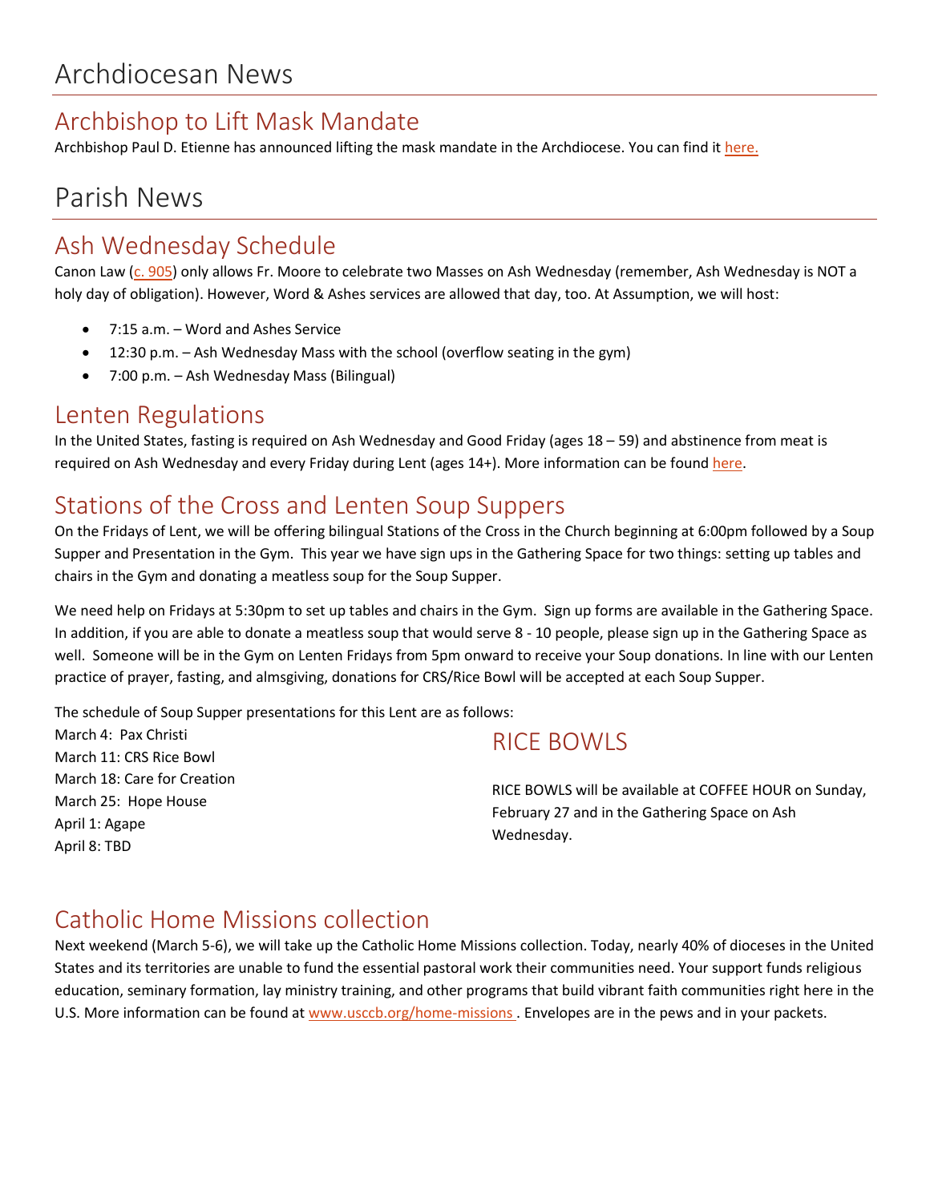# Archdiocesan News

## Archbishop to Lift Mask Mandate

Archbishop Paul D. Etienne has announced lifting the mask mandate in the Archdiocese. You can find it here.

# Parish News

## Ash Wednesday Schedule

Canon Law (c. 905) only allows Fr. Moore to celebrate two Masses on Ash Wednesday (remember, Ash Wednesday is NOT a holy day of obligation). However, Word & Ashes services are allowed that day, too. At Assumption, we will host:

- 7:15 a.m. – Word and Ashes Service
- 12:30 p.m. – Ash Wednesday Mass with the school (overflow seating in the gym)
- 7:00 p.m. – Ash Wednesday Mass (Bilingual)

## Lenten Regulations

In the United States, fasting is required on Ash Wednesday and Good Friday (ages 18 – 59) and abstinence from meat is required on Ash Wednesday and every Friday during Lent (ages 14+). More information can be found here.

## Stations of the Cross and Lenten Soup Suppers

On the Fridays of Lent, we will be offering bilingual Stations of the Cross in the Church beginning at 6:00pm followed by a Soup Supper and Presentation in the Gym. This year we have sign ups in the Gathering Space for two things: setting up tables and chairs in the Gym and donating a meatless soup for the Soup Supper.

We need help on Fridays at 5:30pm to set up tables and chairs in the Gym. Sign up forms are available in the Gathering Space. In addition, if you are able to donate a meatless soup that would serve 8 - 10 people, please sign up in the Gathering Space as well. Someone will be in the Gym on Lenten Fridays from 5pm onward to receive your Soup donations. In line with our Lenten practice of prayer, fasting, and almsgiving, donations for CRS/Rice Bowl will be accepted at each Soup Supper.

The schedule of Soup Supper presentations for this Lent are as follows:

March 4: Pax Christi
March 11: CRS Rice Bowl
March 18: Care for Creation
March 25: Hope House
April 1: Agape
April 8: TBD

## RICE BOWLS

RICE BOWLS will be available at COFFEE HOUR on Sunday, February 27 and in the Gathering Space on Ash Wednesday.

## Catholic Home Missions collection

Next weekend (March 5-6), we will take up the Catholic Home Missions collection. Today, nearly 40% of dioceses in the United States and its territories are unable to fund the essential pastoral work their communities need. Your support funds religious education, seminary formation, lay ministry training, and other programs that build vibrant faith communities right here in the U.S. More information can be found at www.usccb.org/home-missions . Envelopes are in the pews and in your packets.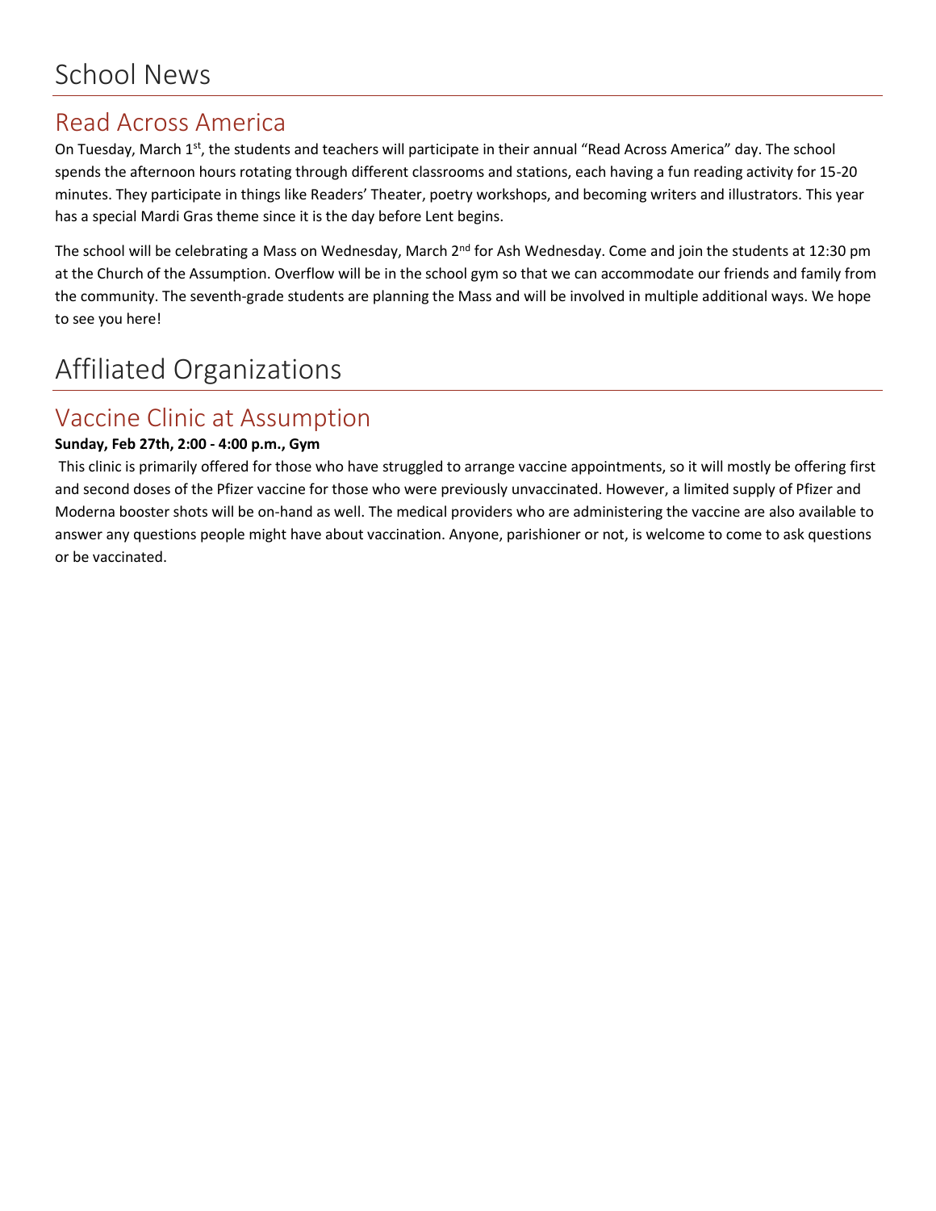# School News

## Read Across America

On Tuesday, March 1st, the students and teachers will participate in their annual "Read Across America" day. The school spends the afternoon hours rotating through different classrooms and stations, each having a fun reading activity for 15-20 minutes. They participate in things like Readers' Theater, poetry workshops, and becoming writers and illustrators. This year has a special Mardi Gras theme since it is the day before Lent begins.

The school will be celebrating a Mass on Wednesday, March 2nd for Ash Wednesday. Come and join the students at 12:30 pm at the Church of the Assumption. Overflow will be in the school gym so that we can accommodate our friends and family from the community. The seventh-grade students are planning the Mass and will be involved in multiple additional ways. We hope to see you here!

# Affiliated Organizations

## Vaccine Clinic at Assumption

**Sunday, Feb 27th, 2:00 - 4:00 p.m., Gym**

This clinic is primarily offered for those who have struggled to arrange vaccine appointments, so it will mostly be offering first and second doses of the Pfizer vaccine for those who were previously unvaccinated. However, a limited supply of Pfizer and Moderna booster shots will be on-hand as well. The medical providers who are administering the vaccine are also available to answer any questions people might have about vaccination. Anyone, parishioner or not, is welcome to come to ask questions or be vaccinated.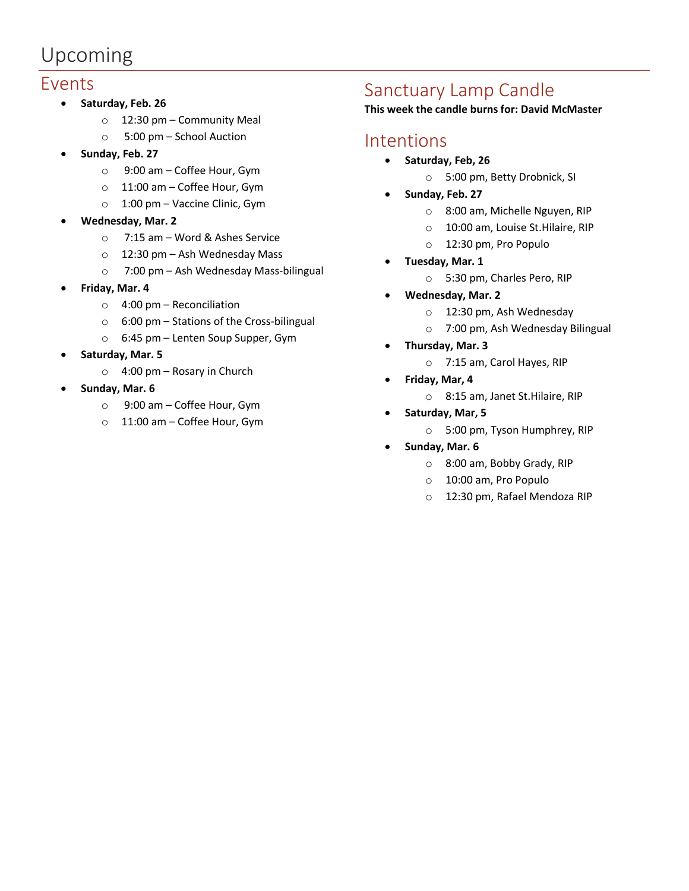# Upcoming

## Events

- **Saturday, Feb. 26**
  - 12:30 pm – Community Meal
  - 5:00 pm – School Auction
- **Sunday, Feb. 27**
  - 9:00 am – Coffee Hour, Gym
  - 11:00 am – Coffee Hour, Gym
  - 1:00 pm – Vaccine Clinic, Gym
- **Wednesday, Mar. 2**
  - 7:15 am – Word & Ashes Service
  - 12:30 pm – Ash Wednesday Mass
  - 7:00 pm – Ash Wednesday Mass-bilingual
- **Friday, Mar. 4**
  - 4:00 pm – Reconciliation
  - 6:00 pm – Stations of the Cross-bilingual
  - 6:45 pm – Lenten Soup Supper, Gym
- **Saturday, Mar. 5**
  - 4:00 pm – Rosary in Church
- **Sunday, Mar. 6**
  - 9:00 am – Coffee Hour, Gym
  - 11:00 am – Coffee Hour, Gym

## Sanctuary Lamp Candle

**This week the candle burns for: David McMaster**

## Intentions

- **Saturday, Feb, 26**
  - 5:00 pm, Betty Drobnick, SI
- **Sunday, Feb. 27**
  - 8:00 am, Michelle Nguyen, RIP
  - 10:00 am, Louise St.Hilaire, RIP
  - 12:30 pm, Pro Populo
- **Tuesday, Mar. 1**
  - 5:30 pm, Charles Pero, RIP
- **Wednesday, Mar. 2**
  - 12:30 pm, Ash Wednesday
  - 7:00 pm, Ash Wednesday Bilingual
- **Thursday, Mar. 3**
  - 7:15 am, Carol Hayes, RIP
- **Friday, Mar, 4**
  - 8:15 am, Janet St.Hilaire, RIP
- **Saturday, Mar, 5**
  - 5:00 pm, Tyson Humphrey, RIP
- **Sunday, Mar. 6**
  - 8:00 am, Bobby Grady, RIP
  - 10:00 am, Pro Populo
  - 12:30 pm, Rafael Mendoza RIP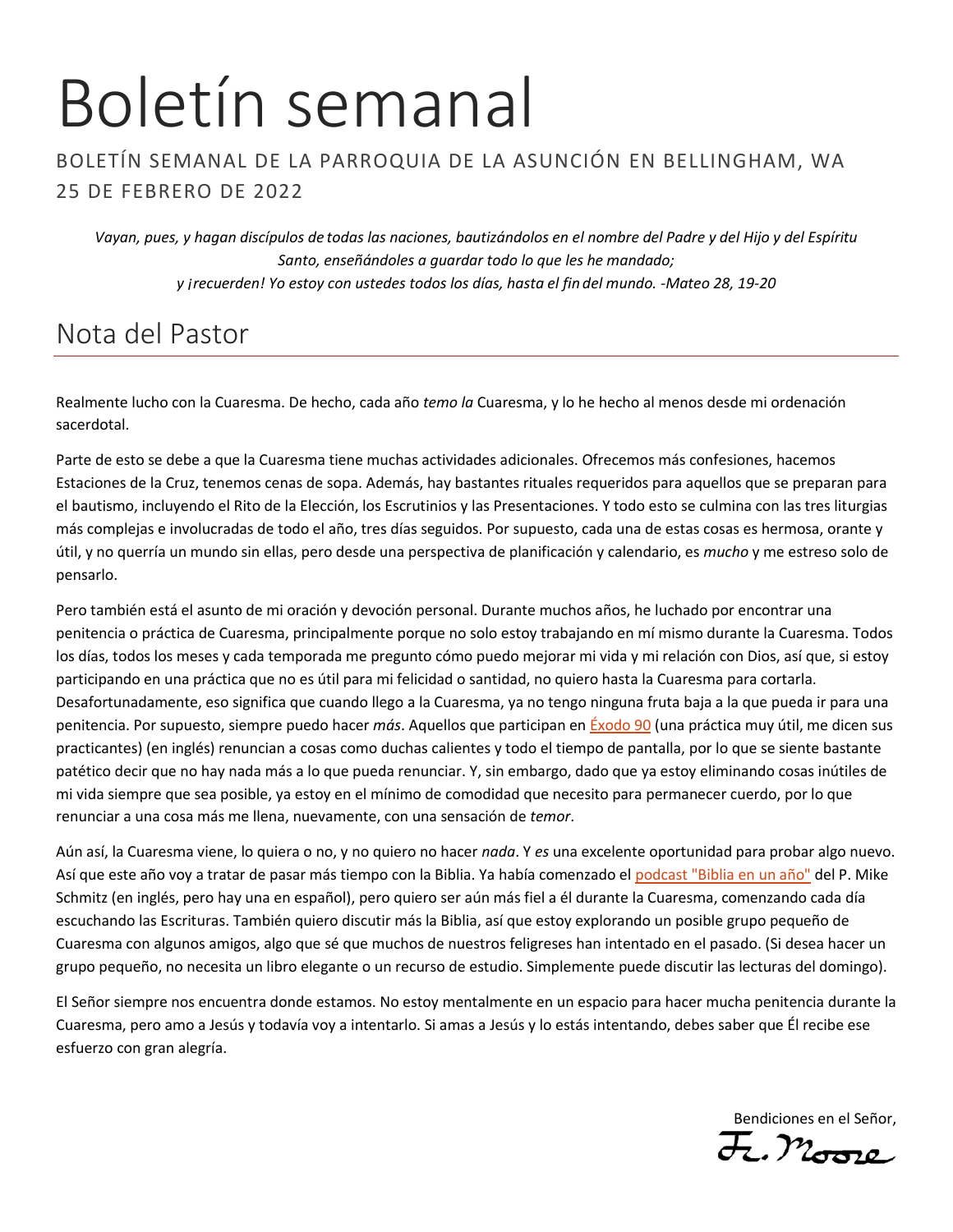# Boletín semanal

BOLETÍN SEMANAL DE LA PARROQUIA DE LA ASUNCIÓN EN BELLINGHAM, WA
25 DE FEBRERO DE 2022

*Vayan, pues, y hagan discípulos de todas las naciones, bautizándolos en el nombre del Padre y del Hijo y del Espíritu Santo, enseñándoles a guardar todo lo que les he mandado;*
*y ¡recuerden! Yo estoy con ustedes todos los días, hasta el fin del mundo. -Mateo 28, 19-20*

## Nota del Pastor

Realmente lucho con la Cuaresma. De hecho, cada año *temo la* Cuaresma, y lo he hecho al menos desde mi ordenación sacerdotal.

Parte de esto se debe a que la Cuaresma tiene muchas actividades adicionales. Ofrecemos más confesiones, hacemos Estaciones de la Cruz, tenemos cenas de sopa. Además, hay bastantes rituales requeridos para aquellos que se preparan para el bautismo, incluyendo el Rito de la Elección, los Escrutinios y las Presentaciones. Y todo esto se culmina con las tres liturgias más complejas e involucradas de todo el año, tres días seguidos. Por supuesto, cada una de estas cosas es hermosa, orante y útil, y no querría un mundo sin ellas, pero desde una perspectiva de planificación y calendario, es *mucho* y me estreso solo de pensarlo.

Pero también está el asunto de mi oración y devoción personal. Durante muchos años, he luchado por encontrar una penitencia o práctica de Cuaresma, principalmente porque no solo estoy trabajando en mí mismo durante la Cuaresma. Todos los días, todos los meses y cada temporada me pregunto cómo puedo mejorar mi vida y mi relación con Dios, así que, si estoy participando en una práctica que no es útil para mi felicidad o santidad, no quiero hasta la Cuaresma para cortarla. Desafortunadamente, eso significa que cuando llego a la Cuaresma, ya no tengo ninguna fruta baja a la que pueda ir para una penitencia. Por supuesto, siempre puedo hacer *más*. Aquellos que participan en Éxodo 90 (una práctica muy útil, me dicen sus practicantes) (en inglés) renuncian a cosas como duchas calientes y todo el tiempo de pantalla, por lo que se siente bastante patético decir que no hay nada más a lo que pueda renunciar. Y, sin embargo, dado que ya estoy eliminando cosas inútiles de mi vida siempre que sea posible, ya estoy en el mínimo de comodidad que necesito para permanecer cuerdo, por lo que renunciar a una cosa más me llena, nuevamente, con una sensación de *temor*.

Aún así, la Cuaresma viene, lo quiera o no, y no quiero no hacer *nada*. Y *es* una excelente oportunidad para probar algo nuevo. Así que este año voy a tratar de pasar más tiempo con la Biblia. Ya había comenzado el podcast "Biblia en un año" del P. Mike Schmitz (en inglés, pero hay una en español), pero quiero ser aún más fiel a él durante la Cuaresma, comenzando cada día escuchando las Escrituras. También quiero discutir más la Biblia, así que estoy explorando un posible grupo pequeño de Cuaresma con algunos amigos, algo que sé que muchos de nuestros feligreses han intentado en el pasado. (Si desea hacer un grupo pequeño, no necesita un libro elegante o un recurso de estudio. Simplemente puede discutir las lecturas del domingo).

El Señor siempre nos encuentra donde estamos. No estoy mentalmente en un espacio para hacer mucha penitencia durante la Cuaresma, pero amo a Jesús y todavía voy a intentarlo. Si amas a Jesús y lo estás intentando, debes saber que Él recibe ese esfuerzo con gran alegría.

Bendiciones en el Señor,
Fr. Moore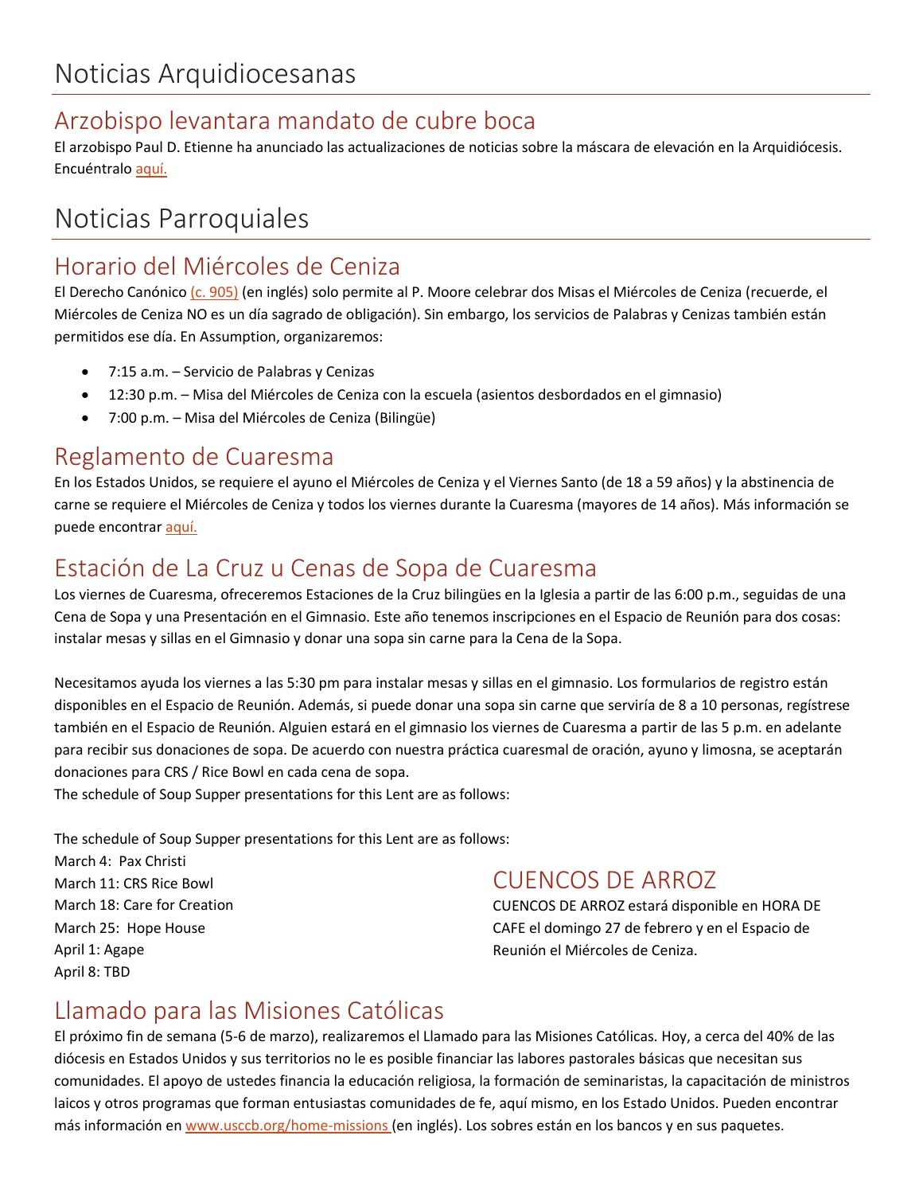# Noticias Arquidiocesanas

## Arzobispo levantara mandato de cubre boca

El arzobispo Paul D. Etienne ha anunciado las actualizaciones de noticias sobre la máscara de elevación en la Arquidiócesis. Encuéntralo aquí.

# Noticias Parroquiales

## Horario del Miércoles de Ceniza

El Derecho Canónico (c. 905) (en inglés) solo permite al P. Moore celebrar dos Misas el Miércoles de Ceniza (recuerde, el Miércoles de Ceniza NO es un día sagrado de obligación). Sin embargo, los servicios de Palabras y Cenizas también están permitidos ese día. En Assumption, organizaremos:

- 7:15 a.m. – Servicio de Palabras y Cenizas
- 12:30 p.m. – Misa del Miércoles de Ceniza con la escuela (asientos desbordados en el gimnasio)
- 7:00 p.m. – Misa del Miércoles de Ceniza (Bilingüe)

## Reglamento de Cuaresma

En los Estados Unidos, se requiere el ayuno el Miércoles de Ceniza y el Viernes Santo (de 18 a 59 años) y la abstinencia de carne se requiere el Miércoles de Ceniza y todos los viernes durante la Cuaresma (mayores de 14 años). Más información se puede encontrar aquí.

## Estación de La Cruz u Cenas de Sopa de Cuaresma

Los viernes de Cuaresma, ofreceremos Estaciones de la Cruz bilingües en la Iglesia a partir de las 6:00 p.m., seguidas de una Cena de Sopa y una Presentación en el Gimnasio. Este año tenemos inscripciones en el Espacio de Reunión para dos cosas: instalar mesas y sillas en el Gimnasio y donar una sopa sin carne para la Cena de la Sopa.

Necesitamos ayuda los viernes a las 5:30 pm para instalar mesas y sillas en el gimnasio. Los formularios de registro están disponibles en el Espacio de Reunión. Además, si puede donar una sopa sin carne que serviría de 8 a 10 personas, regístrese también en el Espacio de Reunión. Alguien estará en el gimnasio los viernes de Cuaresma a partir de las 5 p.m. en adelante para recibir sus donaciones de sopa. De acuerdo con nuestra práctica cuaresmal de oración, ayuno y limosna, se aceptarán donaciones para CRS / Rice Bowl en cada cena de sopa.
The schedule of Soup Supper presentations for this Lent are as follows:

The schedule of Soup Supper presentations for this Lent are as follows:
March 4: Pax Christi
March 11: CRS Rice Bowl
March 18: Care for Creation
March 25: Hope House
April 1: Agape
April 8: TBD

## CUENCOS DE ARROZ

CUENCOS DE ARROZ estará disponible en HORA DE CAFE el domingo 27 de febrero y en el Espacio de Reunión el Miércoles de Ceniza.

## Llamado para las Misiones Católicas

El próximo fin de semana (5-6 de marzo), realizaremos el Llamado para las Misiones Católicas. Hoy, a cerca del 40% de las diócesis en Estados Unidos y sus territorios no le es posible financiar las labores pastorales básicas que necesitan sus comunidades. El apoyo de ustedes financia la educación religiosa, la formación de seminaristas, la capacitación de ministros laicos y otros programas que forman entusiastas comunidades de fe, aquí mismo, en los Estado Unidos. Pueden encontrar más información en www.usccb.org/home-missions (en inglés). Los sobres están en los bancos y en sus paquetes.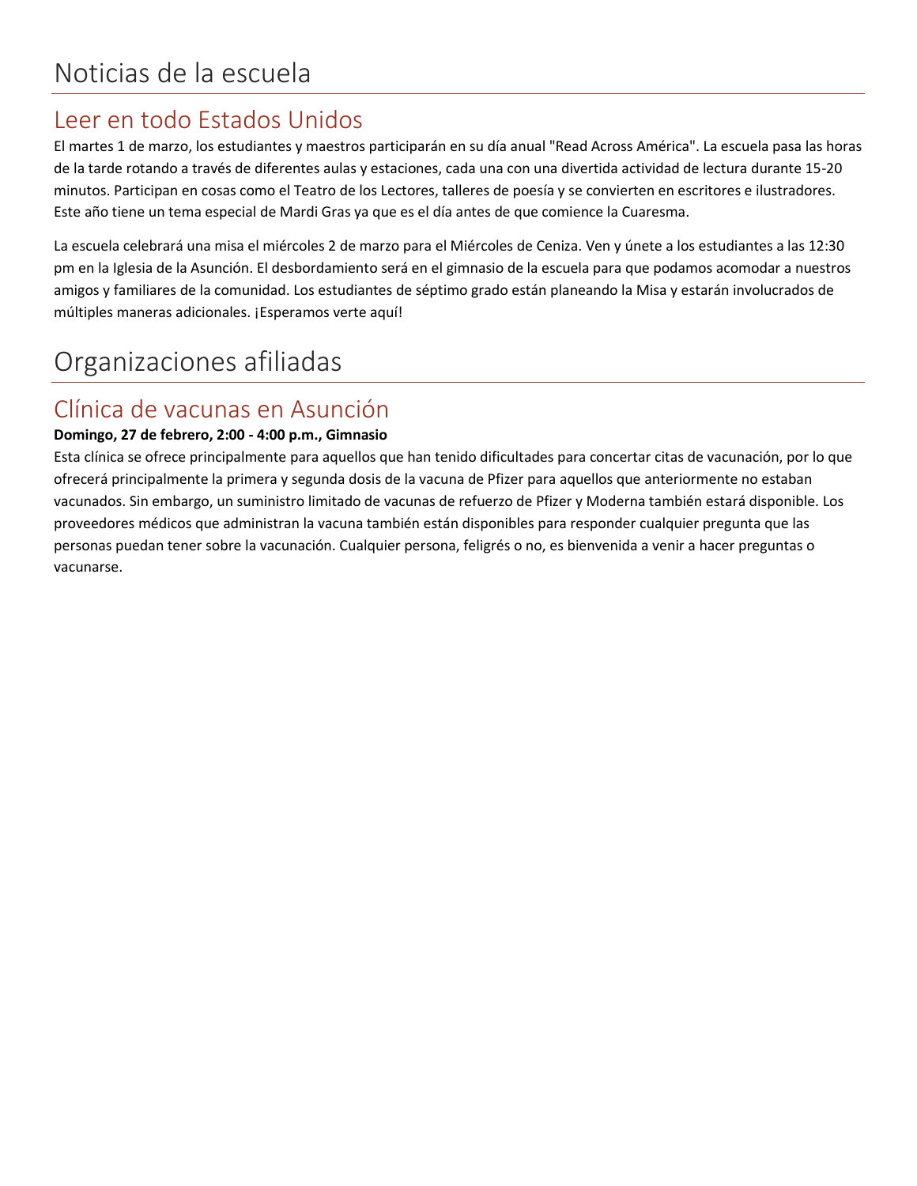# Noticias de la escuela

## Leer en todo Estados Unidos

El martes 1 de marzo, los estudiantes y maestros participarán en su día anual "Read Across América". La escuela pasa las horas de la tarde rotando a través de diferentes aulas y estaciones, cada una con una divertida actividad de lectura durante 15-20 minutos. Participan en cosas como el Teatro de los Lectores, talleres de poesía y se convierten en escritores e ilustradores. Este año tiene un tema especial de Mardi Gras ya que es el día antes de que comience la Cuaresma.

La escuela celebrará una misa el miércoles 2 de marzo para el Miércoles de Ceniza. Ven y únete a los estudiantes a las 12:30 pm en la Iglesia de la Asunción. El desbordamiento será en el gimnasio de la escuela para que podamos acomodar a nuestros amigos y familiares de la comunidad. Los estudiantes de séptimo grado están planeando la Misa y estarán involucrados de múltiples maneras adicionales. ¡Esperamos verte aquí!

# Organizaciones afiliadas

## Clínica de vacunas en Asunción

**Domingo, 27 de febrero, 2:00 - 4:00 p.m., Gimnasio**

Esta clínica se ofrece principalmente para aquellos que han tenido dificultades para concertar citas de vacunación, por lo que ofrecerá principalmente la primera y segunda dosis de la vacuna de Pfizer para aquellos que anteriormente no estaban vacunados. Sin embargo, un suministro limitado de vacunas de refuerzo de Pfizer y Moderna también estará disponible. Los proveedores médicos que administran la vacuna también están disponibles para responder cualquier pregunta que las personas puedan tener sobre la vacunación. Cualquier persona, feligrés o no, es bienvenida a venir a hacer preguntas o vacunarse.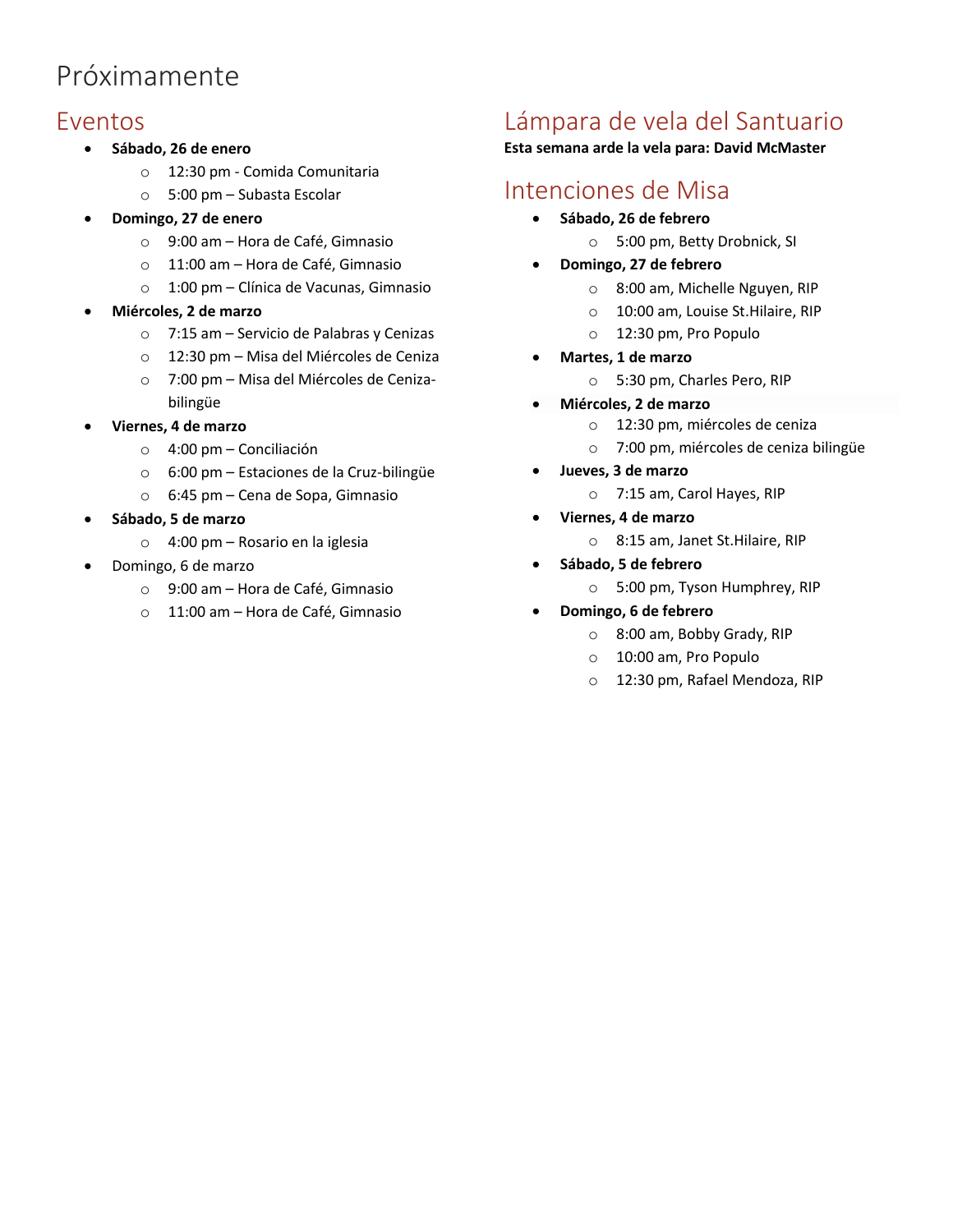# Próximamente

## Eventos

- **Sábado, 26 de enero**
  - 12:30 pm - Comida Comunitaria
  - 5:00 pm – Subasta Escolar
- **Domingo, 27 de enero**
  - 9:00 am – Hora de Café, Gimnasio
  - 11:00 am – Hora de Café, Gimnasio
  - 1:00 pm – Clínica de Vacunas, Gimnasio
- **Miércoles, 2 de marzo**
  - 7:15 am – Servicio de Palabras y Cenizas
  - 12:30 pm – Misa del Miércoles de Ceniza
  - 7:00 pm – Misa del Miércoles de Ceniza-bilingüe
- **Viernes, 4 de marzo**
  - 4:00 pm – Conciliación
  - 6:00 pm – Estaciones de la Cruz-bilingüe
  - 6:45 pm – Cena de Sopa, Gimnasio
- **Sábado, 5 de marzo**
  - 4:00 pm – Rosario en la iglesia
- Domingo, 6 de marzo
  - 9:00 am – Hora de Café, Gimnasio
  - 11:00 am – Hora de Café, Gimnasio

## Lámpara de vela del Santuario

**Esta semana arde la vela para: David McMaster**

## Intenciones de Misa

- **Sábado, 26 de febrero**
  - 5:00 pm, Betty Drobnick, SI
- **Domingo, 27 de febrero**
  - 8:00 am, Michelle Nguyen, RIP
  - 10:00 am, Louise St.Hilaire, RIP
  - 12:30 pm, Pro Populo
- **Martes, 1 de marzo**
  - 5:30 pm, Charles Pero, RIP
- **Miércoles, 2 de marzo**
  - 12:30 pm, miércoles de ceniza
  - 7:00 pm, miércoles de ceniza bilingüe
- **Jueves, 3 de marzo**
  - 7:15 am, Carol Hayes, RIP
- **Viernes, 4 de marzo**
  - 8:15 am, Janet St.Hilaire, RIP
- **Sábado, 5 de febrero**
  - 5:00 pm, Tyson Humphrey, RIP
- **Domingo, 6 de febrero**
  - 8:00 am, Bobby Grady, RIP
  - 10:00 am, Pro Populo
  - 12:30 pm, Rafael Mendoza, RIP